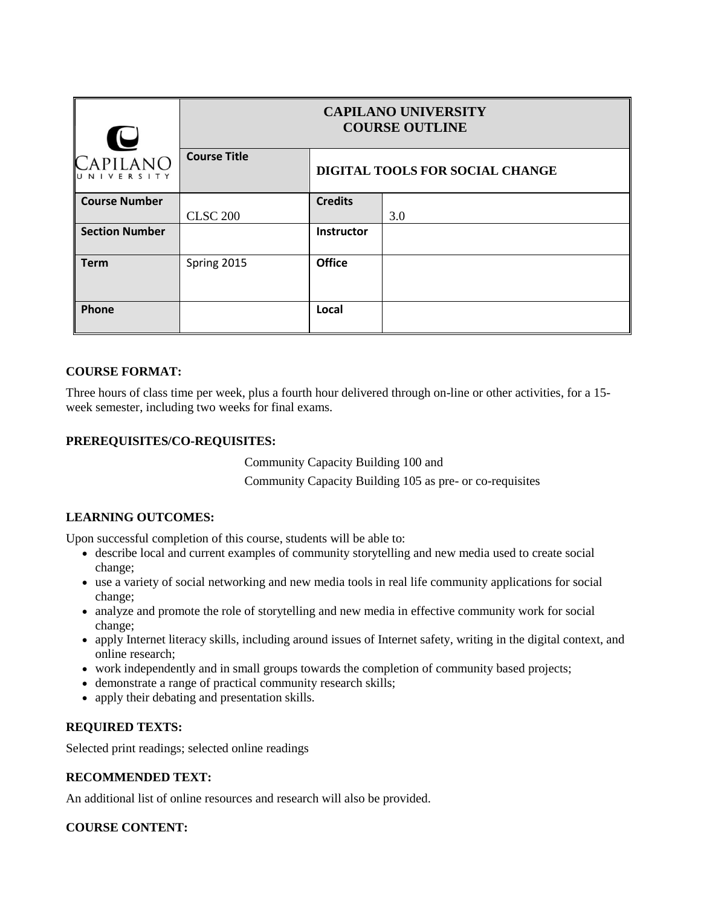| CAPILANO UNIVERSITY | CAPILANO UNIVERSITY COURSE OUTLINE | | |
|---|---|---|---|
| | **Course Title** | **DIGITAL TOOLS FOR SOCIAL CHANGE** | |
| **Course Number** | CLSC 200 | **Credits** | 3.0 |
| **Section Number** | | **Instructor** | |
| **Term** | Spring 2015 | **Office** | |
| **Phone** | | **Local** | |

### COURSE FORMAT:

Three hours of class time per week, plus a fourth hour delivered through on-line or other activities, for a 15-week semester, including two weeks for final exams.

### PREREQUISITES/CO-REQUISITES:

Community Capacity Building 100 and
Community Capacity Building 105 as pre- or co-requisites

### LEARNING OUTCOMES:

Upon successful completion of this course, students will be able to:

- describe local and current examples of community storytelling and new media used to create social change;
- use a variety of social networking and new media tools in real life community applications for social change;
- analyze and promote the role of storytelling and new media in effective community work for social change;
- apply Internet literacy skills, including around issues of Internet safety, writing in the digital context, and online research;
- work independently and in small groups towards the completion of community based projects;
- demonstrate a range of practical community research skills;
- apply their debating and presentation skills.

### REQUIRED TEXTS:

Selected print readings; selected online readings

### RECOMMENDED TEXT:

An additional list of online resources and research will also be provided.

### COURSE CONTENT: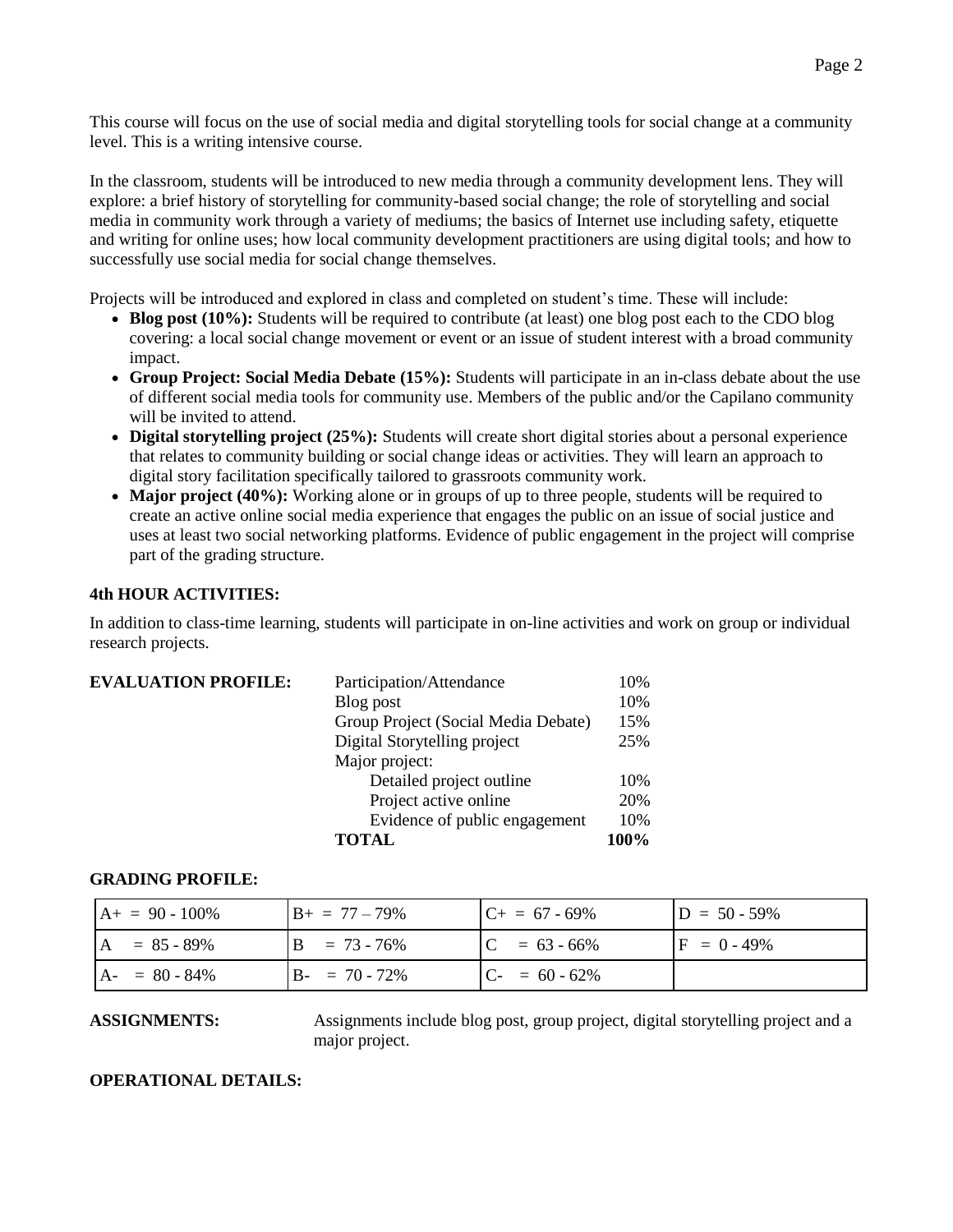This course will focus on the use of social media and digital storytelling tools for social change at a community level. This is a writing intensive course.

In the classroom, students will be introduced to new media through a community development lens. They will explore: a brief history of storytelling for community-based social change; the role of storytelling and social media in community work through a variety of mediums; the basics of Internet use including safety, etiquette and writing for online uses; how local community development practitioners are using digital tools; and how to successfully use social media for social change themselves.

Projects will be introduced and explored in class and completed on student's time. These will include:

- **Blog post (10%):** Students will be required to contribute (at least) one blog post each to the CDO blog covering: a local social change movement or event or an issue of student interest with a broad community impact.
- **Group Project: Social Media Debate (15%):** Students will participate in an in-class debate about the use of different social media tools for community use. Members of the public and/or the Capilano community will be invited to attend.
- **Digital storytelling project (25%):** Students will create short digital stories about a personal experience that relates to community building or social change ideas or activities. They will learn an approach to digital story facilitation specifically tailored to grassroots community work.
- **Major project (40%):** Working alone or in groups of up to three people, students will be required to create an active online social media experience that engages the public on an issue of social justice and uses at least two social networking platforms. Evidence of public engagement in the project will comprise part of the grading structure.

**4th HOUR ACTIVITIES:**

In addition to class-time learning, students will participate in on-line activities and work on group or individual research projects.

**EVALUATION PROFILE:**

| | |
|---|---|
| Participation/Attendance | 10% |
| Blog post | 10% |
| Group Project (Social Media Debate) | 15% |
| Digital Storytelling project | 25% |
| Major project: | |
| Detailed project outline | 10% |
| Project active online | 20% |
| Evidence of public engagement | 10% |
| **TOTAL** | **100%** |

**GRADING PROFILE:**

| | | | |
|---|---|---|---|
| A+ = 90 - 100% | B+ = 77 – 79% | C+ = 67 - 69% | D = 50 - 59% |
| A = 85 - 89% | B = 73 - 76% | C = 63 - 66% | F = 0 - 49% |
| A- = 80 - 84% | B- = 70 - 72% | C- = 60 - 62% | |

**ASSIGNMENTS:** Assignments include blog post, group project, digital storytelling project and a major project.

**OPERATIONAL DETAILS:**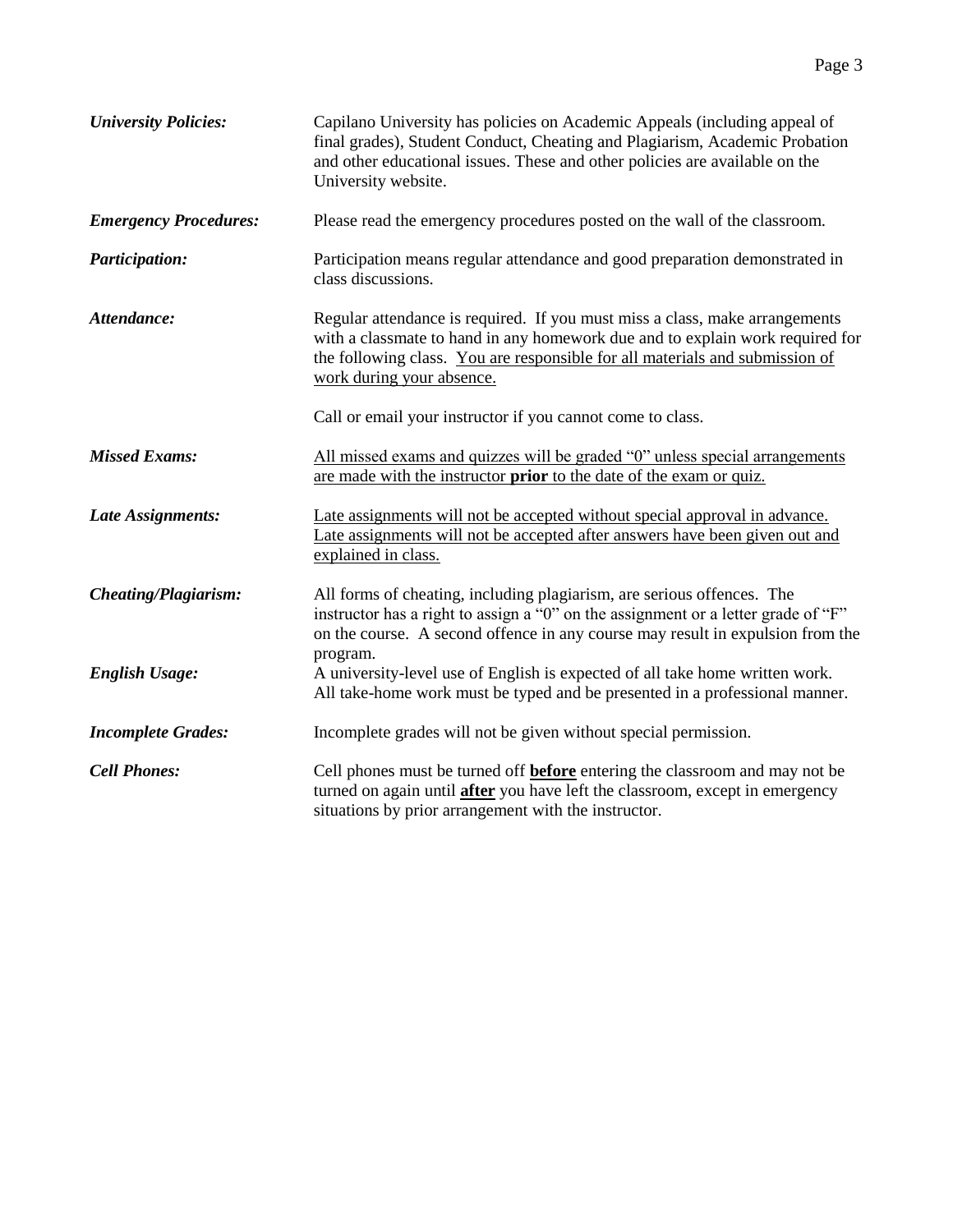***University Policies:*** Capilano University has policies on Academic Appeals (including appeal of final grades), Student Conduct, Cheating and Plagiarism, Academic Probation and other educational issues. These and other policies are available on the University website.

***Emergency Procedures:*** Please read the emergency procedures posted on the wall of the classroom.

***Participation:*** Participation means regular attendance and good preparation demonstrated in class discussions.

***Attendance:*** Regular attendance is required. If you must miss a class, make arrangements with a classmate to hand in any homework due and to explain work required for the following class. <u>You are responsible for all materials and submission of work during your absence.</u>

Call or email your instructor if you cannot come to class.

***Missed Exams:*** <u>All missed exams and quizzes will be graded "0" unless special arrangements are made with the instructor **prior** to the date of the exam or quiz.</u>

***Late Assignments:*** <u>Late assignments will not be accepted without special approval in advance. Late assignments will not be accepted after answers have been given out and explained in class.</u>

***Cheating/Plagiarism:*** All forms of cheating, including plagiarism, are serious offences. The instructor has a right to assign a "0" on the assignment or a letter grade of "F" on the course. A second offence in any course may result in expulsion from the program.

***English Usage:*** A university-level use of English is expected of all take home written work. All take-home work must be typed and be presented in a professional manner.

***Incomplete Grades:*** Incomplete grades will not be given without special permission.

***Cell Phones:*** Cell phones must be turned off **<u>before</u>** entering the classroom and may not be turned on again until **<u>after</u>** you have left the classroom, except in emergency situations by prior arrangement with the instructor.